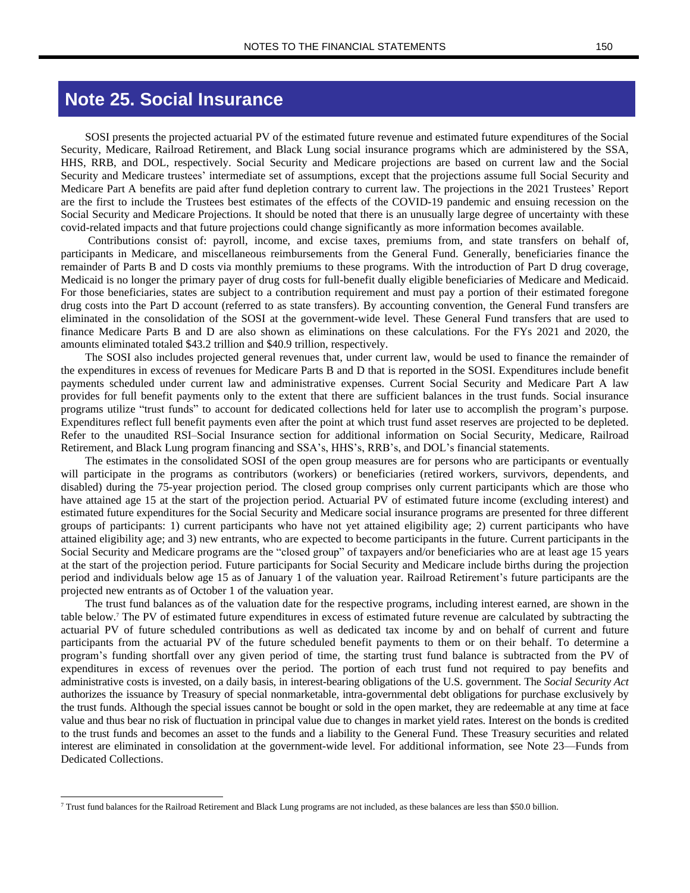# Note 25. Social Insurance

SOSI presents the projected actuarial PV of the estimated future revenue and estimated future expenditures of the Social Security, Medicare, Railroad Retirement, and Black Lung social insurance programs which are administered by the SSA, HHS, RRB, and DOL, respectively. Social Security and Medicare projections are based on current law and the Social Security and Medicare trustees' intermediate set of assumptions, except that the projections assume full Social Security and Medicare Part A benefits are paid after fund depletion contrary to current law. The projections in the 2021 Trustees' Report are the first to include the Trustees best estimates of the effects of the COVID-19 pandemic and ensuing recession on the Social Security and Medicare Projections. It should be noted that there is an unusually large degree of uncertainty with these covid-related impacts and that future projections could change significantly as more information becomes available.

Contributions consist of: payroll, income, and excise taxes, premiums from, and state transfers on behalf of, participants in Medicare, and miscellaneous reimbursements from the General Fund. Generally, beneficiaries finance the remainder of Parts B and D costs via monthly premiums to these programs. With the introduction of Part D drug coverage, Medicaid is no longer the primary payer of drug costs for full-benefit dually eligible beneficiaries of Medicare and Medicaid. For those beneficiaries, states are subject to a contribution requirement and must pay a portion of their estimated foregone drug costs into the Part D account (referred to as state transfers). By accounting convention, the General Fund transfers are eliminated in the consolidation of the SOSI at the government-wide level. These General Fund transfers that are used to finance Medicare Parts B and D are also shown as eliminations on these calculations. For the FYs 2021 and 2020, the amounts eliminated totaled $43.2 trillion and $40.9 trillion, respectively.

The SOSI also includes projected general revenues that, under current law, would be used to finance the remainder of the expenditures in excess of revenues for Medicare Parts B and D that is reported in the SOSI. Expenditures include benefit payments scheduled under current law and administrative expenses. Current Social Security and Medicare Part A law provides for full benefit payments only to the extent that there are sufficient balances in the trust funds. Social insurance programs utilize "trust funds" to account for dedicated collections held for later use to accomplish the program's purpose. Expenditures reflect full benefit payments even after the point at which trust fund asset reserves are projected to be depleted. Refer to the unaudited RSI–Social Insurance section for additional information on Social Security, Medicare, Railroad Retirement, and Black Lung program financing and SSA's, HHS's, RRB's, and DOL's financial statements.

The estimates in the consolidated SOSI of the open group measures are for persons who are participants or eventually will participate in the programs as contributors (workers) or beneficiaries (retired workers, survivors, dependents, and disabled) during the 75-year projection period. The closed group comprises only current participants which are those who have attained age 15 at the start of the projection period. Actuarial PV of estimated future income (excluding interest) and estimated future expenditures for the Social Security and Medicare social insurance programs are presented for three different groups of participants: 1) current participants who have not yet attained eligibility age; 2) current participants who have attained eligibility age; and 3) new entrants, who are expected to become participants in the future. Current participants in the Social Security and Medicare programs are the "closed group" of taxpayers and/or beneficiaries who are at least age 15 years at the start of the projection period. Future participants for Social Security and Medicare include births during the projection period and individuals below age 15 as of January 1 of the valuation year. Railroad Retirement's future participants are the projected new entrants as of October 1 of the valuation year.

The trust fund balances as of the valuation date for the respective programs, including interest earned, are shown in the table below.[7] The PV of estimated future expenditures in excess of estimated future revenue are calculated by subtracting the actuarial PV of future scheduled contributions as well as dedicated tax income by and on behalf of current and future participants from the actuarial PV of the future scheduled benefit payments to them or on their behalf. To determine a program's funding shortfall over any given period of time, the starting trust fund balance is subtracted from the PV of expenditures in excess of revenues over the period. The portion of each trust fund not required to pay benefits and administrative costs is invested, on a daily basis, in interest-bearing obligations of the U.S. government. The *Social Security Act* authorizes the issuance by Treasury of special nonmarketable, intra-governmental debt obligations for purchase exclusively by the trust funds. Although the special issues cannot be bought or sold in the open market, they are redeemable at any time at face value and thus bear no risk of fluctuation in principal value due to changes in market yield rates. Interest on the bonds is credited to the trust funds and becomes an asset to the funds and a liability to the General Fund. These Treasury securities and related interest are eliminated in consolidation at the government-wide level. For additional information, see Note 23—Funds from Dedicated Collections.

[7] Trust fund balances for the Railroad Retirement and Black Lung programs are not included, as these balances are less than $50.0 billion.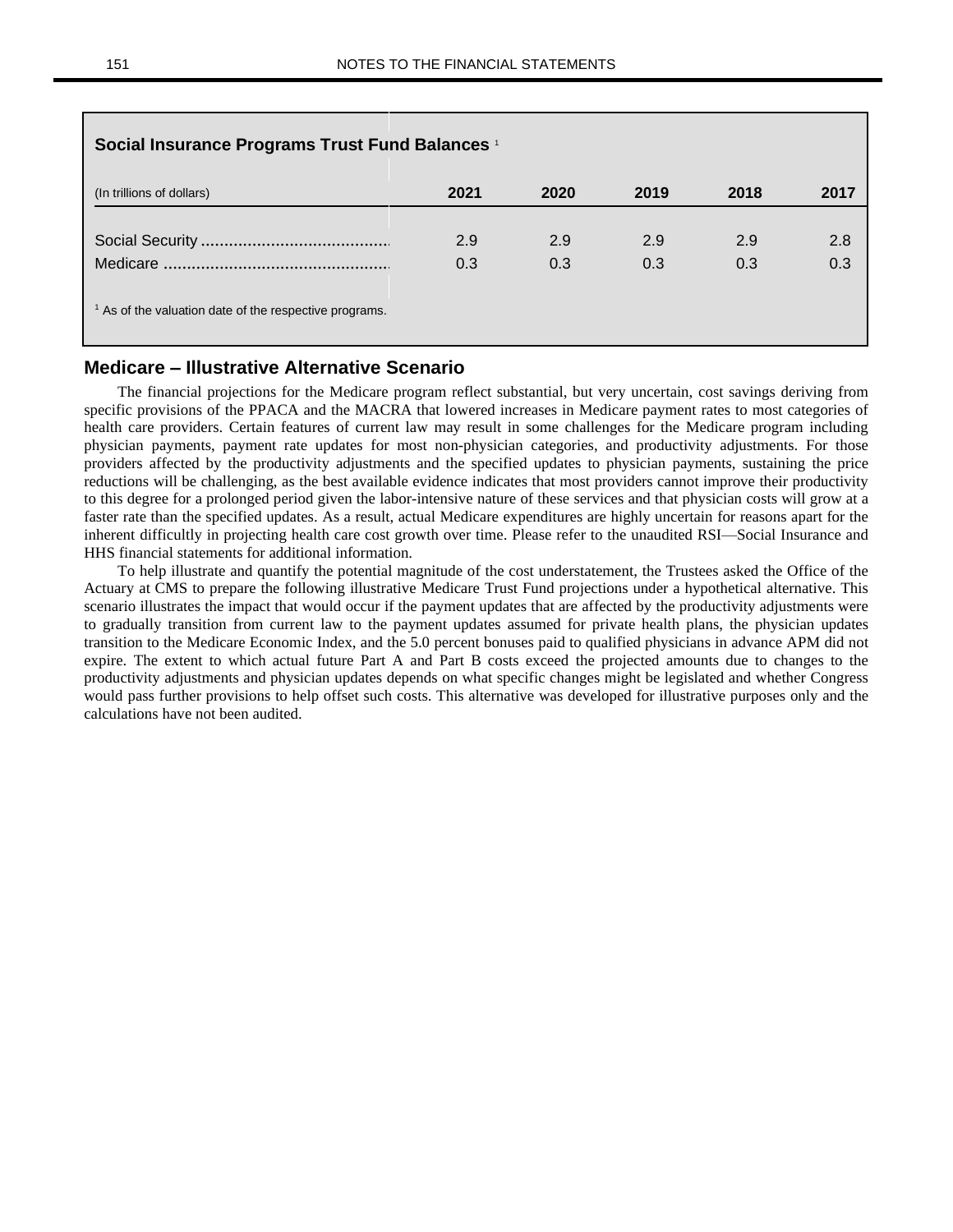**Social Insurance Programs Trust Fund Balances** [1]

| (In trillions of dollars) | 2021 | 2020 | 2019 | 2018 | 2017 |
|---|---|---|---|---|---|
| Social Security | 2.9 | 2.9 | 2.9 | 2.9 | 2.8 |
| Medicare | 0.3 | 0.3 | 0.3 | 0.3 | 0.3 |

[1] As of the valuation date of the respective programs.

## Medicare – Illustrative Alternative Scenario

The financial projections for the Medicare program reflect substantial, but very uncertain, cost savings deriving from specific provisions of the PPACA and the MACRA that lowered increases in Medicare payment rates to most categories of health care providers. Certain features of current law may result in some challenges for the Medicare program including physician payments, payment rate updates for most non-physician categories, and productivity adjustments. For those providers affected by the productivity adjustments and the specified updates to physician payments, sustaining the price reductions will be challenging, as the best available evidence indicates that most providers cannot improve their productivity to this degree for a prolonged period given the labor-intensive nature of these services and that physician costs will grow at a faster rate than the specified updates. As a result, actual Medicare expenditures are highly uncertain for reasons apart for the inherent difficultly in projecting health care cost growth over time. Please refer to the unaudited RSI—Social Insurance and HHS financial statements for additional information.

To help illustrate and quantify the potential magnitude of the cost understatement, the Trustees asked the Office of the Actuary at CMS to prepare the following illustrative Medicare Trust Fund projections under a hypothetical alternative. This scenario illustrates the impact that would occur if the payment updates that are affected by the productivity adjustments were to gradually transition from current law to the payment updates assumed for private health plans, the physician updates transition to the Medicare Economic Index, and the 5.0 percent bonuses paid to qualified physicians in advance APM did not expire. The extent to which actual future Part A and Part B costs exceed the projected amounts due to changes to the productivity adjustments and physician updates depends on what specific changes might be legislated and whether Congress would pass further provisions to help offset such costs. This alternative was developed for illustrative purposes only and the calculations have not been audited.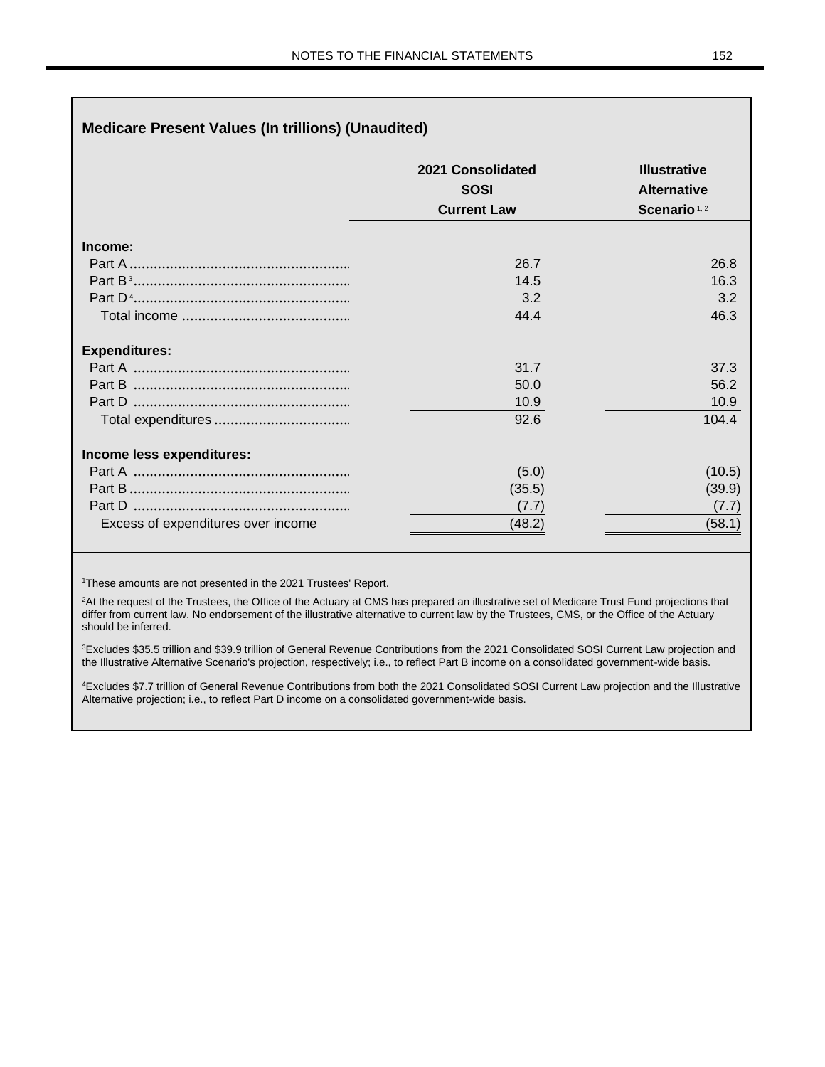### Medicare Present Values (In trillions) (Unaudited)

| | 2021 Consolidated SOSI Current Law | Illustrative Alternative Scenario[1, 2] |
|---|---|---|
| **Income:** | | |
| Part A | 26.7 | 26.8 |
| Part B[3] | 14.5 | 16.3 |
| Part D[4] | 3.2 | 3.2 |
| Total income | 44.4 | 46.3 |
| **Expenditures:** | | |
| Part A | 31.7 | 37.3 |
| Part B | 50.0 | 56.2 |
| Part D | 10.9 | 10.9 |
| Total expenditures | 92.6 | 104.4 |
| **Income less expenditures:** | | |
| Part A | (5.0) | (10.5) |
| Part B | (35.5) | (39.9) |
| Part D | (7.7) | (7.7) |
| Excess of expenditures over income | (48.2) | (58.1) |

[1]These amounts are not presented in the 2021 Trustees' Report.

[2]At the request of the Trustees, the Office of the Actuary at CMS has prepared an illustrative set of Medicare Trust Fund projections that differ from current law. No endorsement of the illustrative alternative to current law by the Trustees, CMS, or the Office of the Actuary should be inferred.

[3]Excludes $35.5 trillion and $39.9 trillion of General Revenue Contributions from the 2021 Consolidated SOSI Current Law projection and the Illustrative Alternative Scenario's projection, respectively; i.e., to reflect Part B income on a consolidated government-wide basis.

[4]Excludes $7.7 trillion of General Revenue Contributions from both the 2021 Consolidated SOSI Current Law projection and the Illustrative Alternative projection; i.e., to reflect Part D income on a consolidated government-wide basis.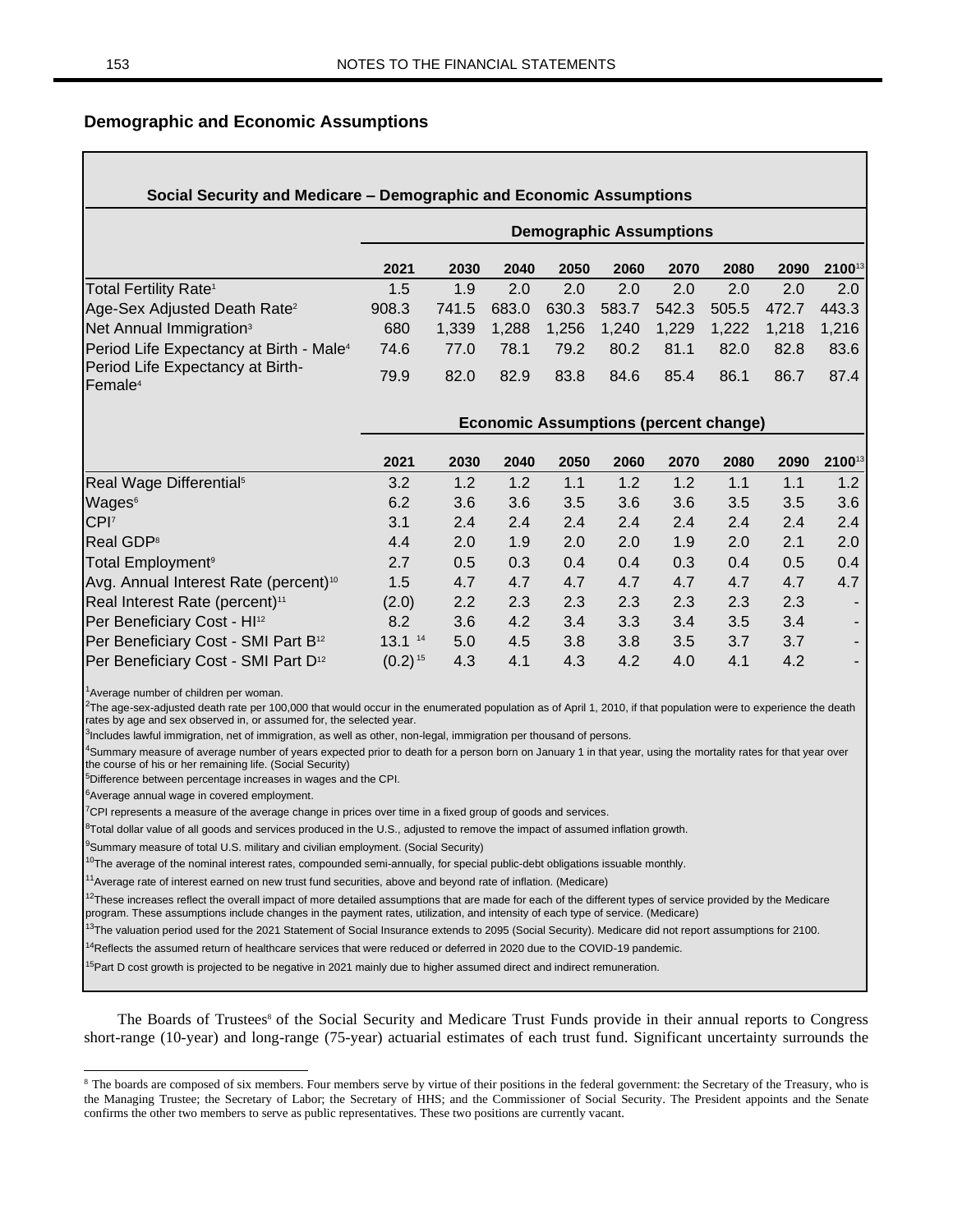## Demographic and Economic Assumptions

**Social Security and Medicare – Demographic and Economic Assumptions**

| | Demographic Assumptions | | | | | | | | |
|---|---|---|---|---|---|---|---|---|---|
| | **2021** | **2030** | **2040** | **2050** | **2060** | **2070** | **2080** | **2090** | **2100**[13] |
| Total Fertility Rate[1] | 1.5 | 1.9 | 2.0 | 2.0 | 2.0 | 2.0 | 2.0 | 2.0 | 2.0 |
| Age-Sex Adjusted Death Rate[2] | 908.3 | 741.5 | 683.0 | 630.3 | 583.7 | 542.3 | 505.5 | 472.7 | 443.3 |
| Net Annual Immigration[3] | 680 | 1,339 | 1,288 | 1,256 | 1,240 | 1,229 | 1,222 | 1,218 | 1,216 |
| Period Life Expectancy at Birth - Male[4] | 74.6 | 77.0 | 78.1 | 79.2 | 80.2 | 81.1 | 82.0 | 82.8 | 83.6 |
| Period Life Expectancy at Birth-Female[4] | 79.9 | 82.0 | 82.9 | 83.8 | 84.6 | 85.4 | 86.1 | 86.7 | 87.4 |

| | Economic Assumptions (percent change) | | | | | | | | |
|---|---|---|---|---|---|---|---|---|---|
| | **2021** | **2030** | **2040** | **2050** | **2060** | **2070** | **2080** | **2090** | **2100**[13] |
| Real Wage Differential[5] | 3.2 | 1.2 | 1.2 | 1.1 | 1.2 | 1.2 | 1.1 | 1.1 | 1.2 |
| Wages[6] | 6.2 | 3.6 | 3.6 | 3.5 | 3.6 | 3.6 | 3.5 | 3.5 | 3.6 |
| CPI[7] | 3.1 | 2.4 | 2.4 | 2.4 | 2.4 | 2.4 | 2.4 | 2.4 | 2.4 |
| Real GDP[8] | 4.4 | 2.0 | 1.9 | 2.0 | 2.0 | 1.9 | 2.0 | 2.1 | 2.0 |
| Total Employment[9] | 2.7 | 0.5 | 0.3 | 0.4 | 0.4 | 0.3 | 0.4 | 0.5 | 0.4 |
| Avg. Annual Interest Rate (percent)[10] | 1.5 | 4.7 | 4.7 | 4.7 | 4.7 | 4.7 | 4.7 | 4.7 | 4.7 |
| Real Interest Rate (percent)[11] | (2.0) | 2.2 | 2.3 | 2.3 | 2.3 | 2.3 | 2.3 | 2.3 | - |
| Per Beneficiary Cost - HI[12] | 8.2 | 3.6 | 4.2 | 3.4 | 3.3 | 3.4 | 3.5 | 3.4 | - |
| Per Beneficiary Cost - SMI Part B[12] | 13.1 [14] | 5.0 | 4.5 | 3.8 | 3.8 | 3.5 | 3.7 | 3.7 | - |
| Per Beneficiary Cost - SMI Part D[12] | (0.2) [15] | 4.3 | 4.1 | 4.3 | 4.2 | 4.0 | 4.1 | 4.2 | - |

[1]Average number of children per woman.

[2]The age-sex-adjusted death rate per 100,000 that would occur in the enumerated population as of April 1, 2010, if that population were to experience the death rates by age and sex observed in, or assumed for, the selected year.

[3]Includes lawful immigration, net of immigration, as well as other, non-legal, immigration per thousand of persons.

[4]Summary measure of average number of years expected prior to death for a person born on January 1 in that year, using the mortality rates for that year over the course of his or her remaining life. (Social Security)

[5]Difference between percentage increases in wages and the CPI.

[6]Average annual wage in covered employment.

[7]CPI represents a measure of the average change in prices over time in a fixed group of goods and services.

[8]Total dollar value of all goods and services produced in the U.S., adjusted to remove the impact of assumed inflation growth.

[9]Summary measure of total U.S. military and civilian employment. (Social Security)

[10]The average of the nominal interest rates, compounded semi-annually, for special public-debt obligations issuable monthly.

[11]Average rate of interest earned on new trust fund securities, above and beyond rate of inflation. (Medicare)

[12]These increases reflect the overall impact of more detailed assumptions that are made for each of the different types of service provided by the Medicare program. These assumptions include changes in the payment rates, utilization, and intensity of each type of service. (Medicare)

[13]The valuation period used for the 2021 Statement of Social Insurance extends to 2095 (Social Security). Medicare did not report assumptions for 2100.

[14]Reflects the assumed return of healthcare services that were reduced or deferred in 2020 due to the COVID-19 pandemic.

[15]Part D cost growth is projected to be negative in 2021 mainly due to higher assumed direct and indirect remuneration.

The Boards of Trustees[8] of the Social Security and Medicare Trust Funds provide in their annual reports to Congress short-range (10-year) and long-range (75-year) actuarial estimates of each trust fund. Significant uncertainty surrounds the

[8] The boards are composed of six members. Four members serve by virtue of their positions in the federal government: the Secretary of the Treasury, who is the Managing Trustee; the Secretary of Labor; the Secretary of HHS; and the Commissioner of Social Security. The President appoints and the Senate confirms the other two members to serve as public representatives. These two positions are currently vacant.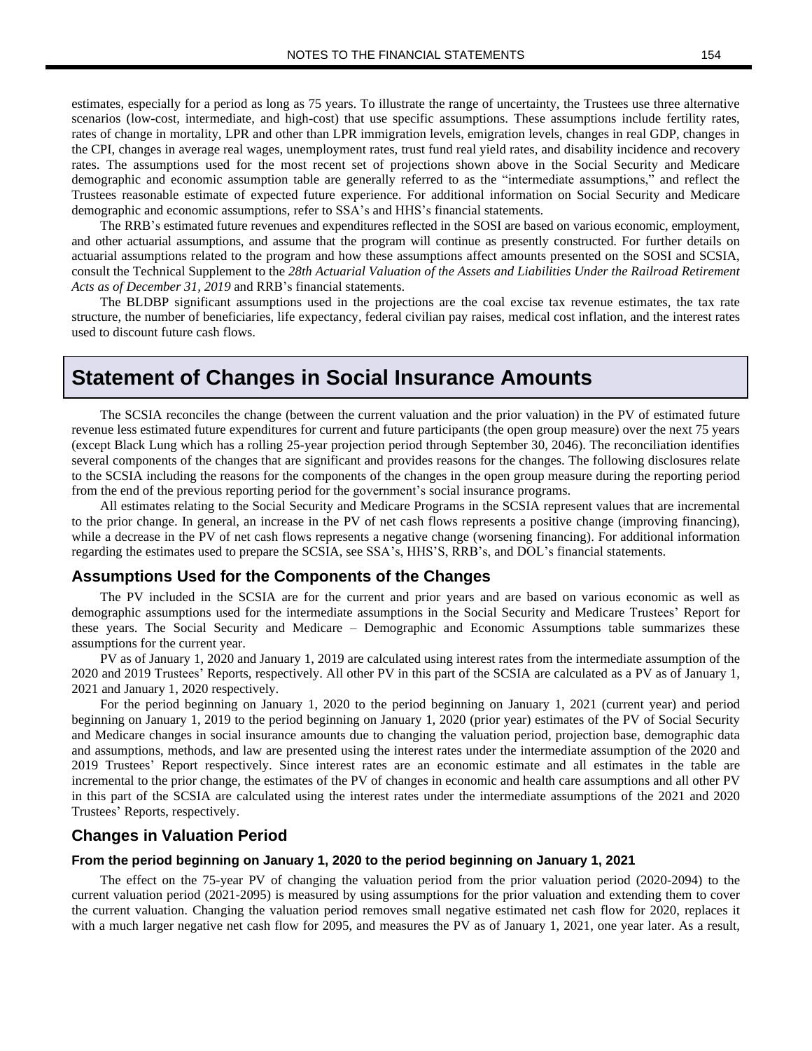estimates, especially for a period as long as 75 years. To illustrate the range of uncertainty, the Trustees use three alternative scenarios (low-cost, intermediate, and high-cost) that use specific assumptions. These assumptions include fertility rates, rates of change in mortality, LPR and other than LPR immigration levels, emigration levels, changes in real GDP, changes in the CPI, changes in average real wages, unemployment rates, trust fund real yield rates, and disability incidence and recovery rates. The assumptions used for the most recent set of projections shown above in the Social Security and Medicare demographic and economic assumption table are generally referred to as the "intermediate assumptions," and reflect the Trustees reasonable estimate of expected future experience. For additional information on Social Security and Medicare demographic and economic assumptions, refer to SSA's and HHS's financial statements.

The RRB's estimated future revenues and expenditures reflected in the SOSI are based on various economic, employment, and other actuarial assumptions, and assume that the program will continue as presently constructed. For further details on actuarial assumptions related to the program and how these assumptions affect amounts presented on the SOSI and SCSIA, consult the Technical Supplement to the *28th Actuarial Valuation of the Assets and Liabilities Under the Railroad Retirement Acts as of December 31, 2019* and RRB's financial statements.

The BLDBP significant assumptions used in the projections are the coal excise tax revenue estimates, the tax rate structure, the number of beneficiaries, life expectancy, federal civilian pay raises, medical cost inflation, and the interest rates used to discount future cash flows.

# Statement of Changes in Social Insurance Amounts

The SCSIA reconciles the change (between the current valuation and the prior valuation) in the PV of estimated future revenue less estimated future expenditures for current and future participants (the open group measure) over the next 75 years (except Black Lung which has a rolling 25-year projection period through September 30, 2046). The reconciliation identifies several components of the changes that are significant and provides reasons for the changes. The following disclosures relate to the SCSIA including the reasons for the components of the changes in the open group measure during the reporting period from the end of the previous reporting period for the government's social insurance programs.

All estimates relating to the Social Security and Medicare Programs in the SCSIA represent values that are incremental to the prior change. In general, an increase in the PV of net cash flows represents a positive change (improving financing), while a decrease in the PV of net cash flows represents a negative change (worsening financing). For additional information regarding the estimates used to prepare the SCSIA, see SSA's, HHS'S, RRB's, and DOL's financial statements.

## Assumptions Used for the Components of the Changes

The PV included in the SCSIA are for the current and prior years and are based on various economic as well as demographic assumptions used for the intermediate assumptions in the Social Security and Medicare Trustees' Report for these years. The Social Security and Medicare – Demographic and Economic Assumptions table summarizes these assumptions for the current year.

PV as of January 1, 2020 and January 1, 2019 are calculated using interest rates from the intermediate assumption of the 2020 and 2019 Trustees' Reports, respectively. All other PV in this part of the SCSIA are calculated as a PV as of January 1, 2021 and January 1, 2020 respectively.

For the period beginning on January 1, 2020 to the period beginning on January 1, 2021 (current year) and period beginning on January 1, 2019 to the period beginning on January 1, 2020 (prior year) estimates of the PV of Social Security and Medicare changes in social insurance amounts due to changing the valuation period, projection base, demographic data and assumptions, methods, and law are presented using the interest rates under the intermediate assumption of the 2020 and 2019 Trustees' Report respectively. Since interest rates are an economic estimate and all estimates in the table are incremental to the prior change, the estimates of the PV of changes in economic and health care assumptions and all other PV in this part of the SCSIA are calculated using the interest rates under the intermediate assumptions of the 2021 and 2020 Trustees' Reports, respectively.

## Changes in Valuation Period

### From the period beginning on January 1, 2020 to the period beginning on January 1, 2021

The effect on the 75-year PV of changing the valuation period from the prior valuation period (2020-2094) to the current valuation period (2021-2095) is measured by using assumptions for the prior valuation and extending them to cover the current valuation. Changing the valuation period removes small negative estimated net cash flow for 2020, replaces it with a much larger negative net cash flow for 2095, and measures the PV as of January 1, 2021, one year later. As a result,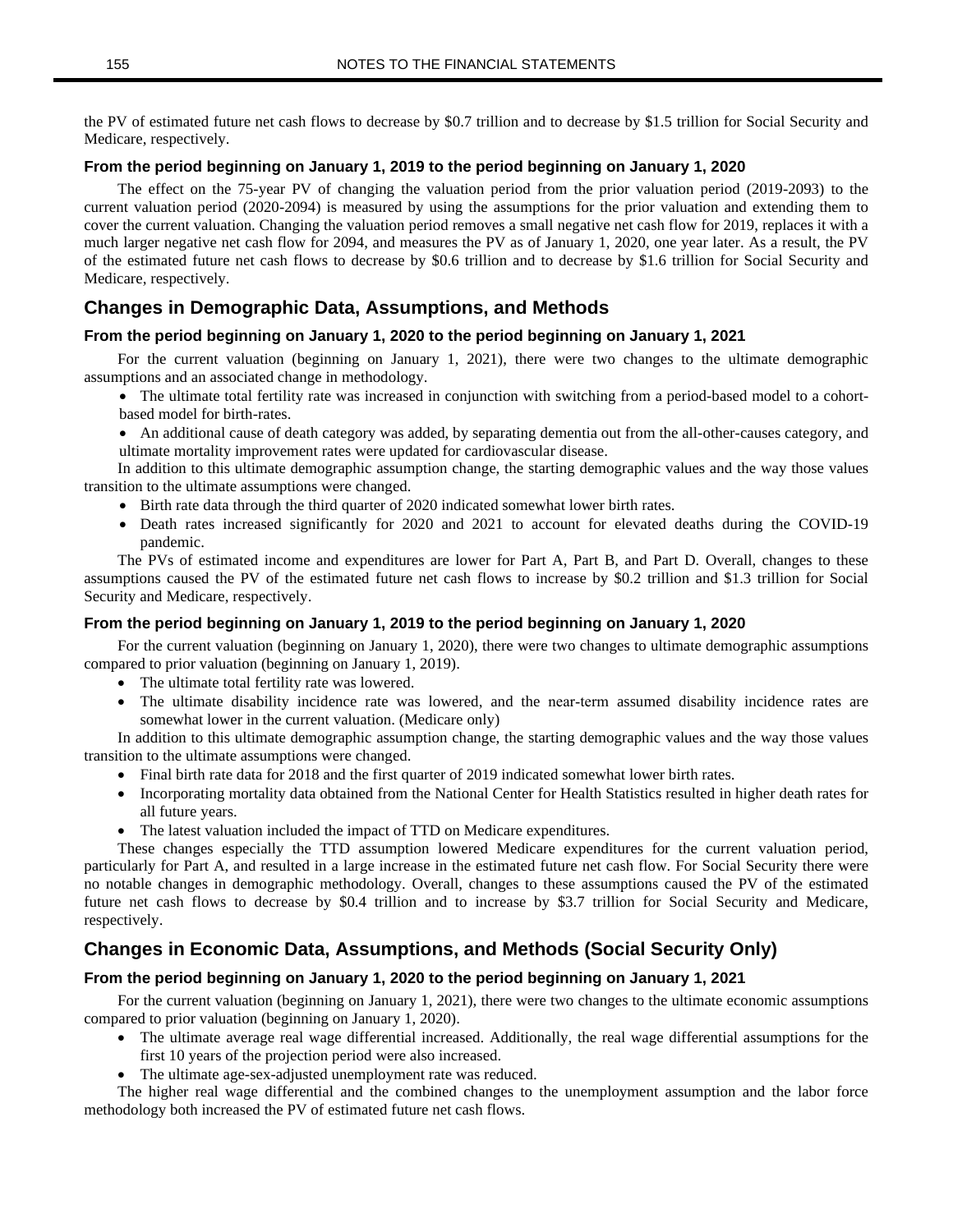the PV of estimated future net cash flows to decrease by $0.7 trillion and to decrease by $1.5 trillion for Social Security and Medicare, respectively.

#### From the period beginning on January 1, 2019 to the period beginning on January 1, 2020

The effect on the 75-year PV of changing the valuation period from the prior valuation period (2019-2093) to the current valuation period (2020-2094) is measured by using the assumptions for the prior valuation and extending them to cover the current valuation. Changing the valuation period removes a small negative net cash flow for 2019, replaces it with a much larger negative net cash flow for 2094, and measures the PV as of January 1, 2020, one year later. As a result, the PV of the estimated future net cash flows to decrease by $0.6 trillion and to decrease by $1.6 trillion for Social Security and Medicare, respectively.

### Changes in Demographic Data, Assumptions, and Methods

#### From the period beginning on January 1, 2020 to the period beginning on January 1, 2021

For the current valuation (beginning on January 1, 2021), there were two changes to the ultimate demographic assumptions and an associated change in methodology.

- The ultimate total fertility rate was increased in conjunction with switching from a period-based model to a cohort-based model for birth-rates.
- An additional cause of death category was added, by separating dementia out from the all-other-causes category, and ultimate mortality improvement rates were updated for cardiovascular disease.

In addition to this ultimate demographic assumption change, the starting demographic values and the way those values transition to the ultimate assumptions were changed.

- Birth rate data through the third quarter of 2020 indicated somewhat lower birth rates.
- Death rates increased significantly for 2020 and 2021 to account for elevated deaths during the COVID-19 pandemic.

The PVs of estimated income and expenditures are lower for Part A, Part B, and Part D. Overall, changes to these assumptions caused the PV of the estimated future net cash flows to increase by $0.2 trillion and $1.3 trillion for Social Security and Medicare, respectively.

#### From the period beginning on January 1, 2019 to the period beginning on January 1, 2020

For the current valuation (beginning on January 1, 2020), there were two changes to ultimate demographic assumptions compared to prior valuation (beginning on January 1, 2019).

- The ultimate total fertility rate was lowered.
- The ultimate disability incidence rate was lowered, and the near-term assumed disability incidence rates are somewhat lower in the current valuation. (Medicare only)

In addition to this ultimate demographic assumption change, the starting demographic values and the way those values transition to the ultimate assumptions were changed.

- Final birth rate data for 2018 and the first quarter of 2019 indicated somewhat lower birth rates.
- Incorporating mortality data obtained from the National Center for Health Statistics resulted in higher death rates for all future years.
- The latest valuation included the impact of TTD on Medicare expenditures.

These changes especially the TTD assumption lowered Medicare expenditures for the current valuation period, particularly for Part A, and resulted in a large increase in the estimated future net cash flow. For Social Security there were no notable changes in demographic methodology. Overall, changes to these assumptions caused the PV of the estimated future net cash flows to decrease by $0.4 trillion and to increase by $3.7 trillion for Social Security and Medicare, respectively.

### Changes in Economic Data, Assumptions, and Methods (Social Security Only)

#### From the period beginning on January 1, 2020 to the period beginning on January 1, 2021

For the current valuation (beginning on January 1, 2021), there were two changes to the ultimate economic assumptions compared to prior valuation (beginning on January 1, 2020).

- The ultimate average real wage differential increased. Additionally, the real wage differential assumptions for the first 10 years of the projection period were also increased.
- The ultimate age-sex-adjusted unemployment rate was reduced.

The higher real wage differential and the combined changes to the unemployment assumption and the labor force methodology both increased the PV of estimated future net cash flows.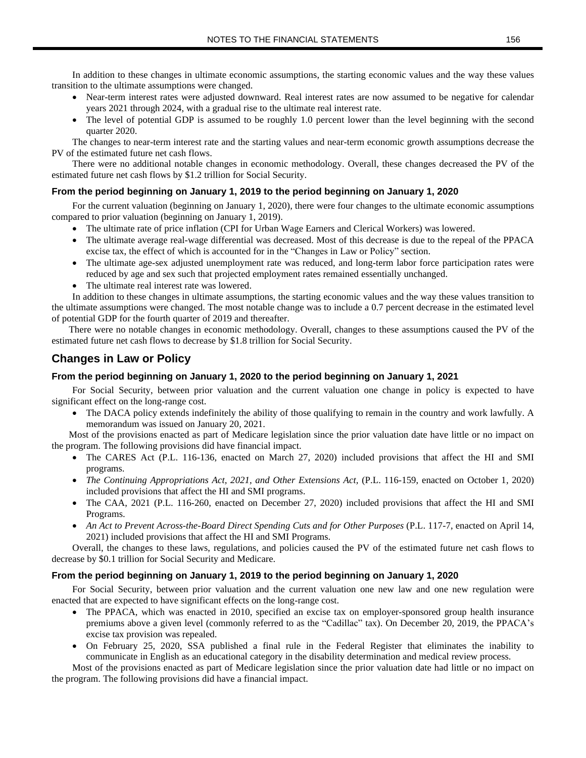In addition to these changes in ultimate economic assumptions, the starting economic values and the way these values transition to the ultimate assumptions were changed.

- Near-term interest rates were adjusted downward. Real interest rates are now assumed to be negative for calendar years 2021 through 2024, with a gradual rise to the ultimate real interest rate.
- The level of potential GDP is assumed to be roughly 1.0 percent lower than the level beginning with the second quarter 2020.

The changes to near-term interest rate and the starting values and near-term economic growth assumptions decrease the PV of the estimated future net cash flows.

There were no additional notable changes in economic methodology. Overall, these changes decreased the PV of the estimated future net cash flows by $1.2 trillion for Social Security.

### From the period beginning on January 1, 2019 to the period beginning on January 1, 2020

For the current valuation (beginning on January 1, 2020), there were four changes to the ultimate economic assumptions compared to prior valuation (beginning on January 1, 2019).

- The ultimate rate of price inflation (CPI for Urban Wage Earners and Clerical Workers) was lowered.
- The ultimate average real-wage differential was decreased. Most of this decrease is due to the repeal of the PPACA excise tax, the effect of which is accounted for in the "Changes in Law or Policy" section.
- The ultimate age-sex adjusted unemployment rate was reduced, and long-term labor force participation rates were reduced by age and sex such that projected employment rates remained essentially unchanged.
- The ultimate real interest rate was lowered.

In addition to these changes in ultimate assumptions, the starting economic values and the way these values transition to the ultimate assumptions were changed. The most notable change was to include a 0.7 percent decrease in the estimated level of potential GDP for the fourth quarter of 2019 and thereafter.

There were no notable changes in economic methodology. Overall, changes to these assumptions caused the PV of the estimated future net cash flows to decrease by $1.8 trillion for Social Security.

## Changes in Law or Policy

### From the period beginning on January 1, 2020 to the period beginning on January 1, 2021

For Social Security, between prior valuation and the current valuation one change in policy is expected to have significant effect on the long-range cost.

- The DACA policy extends indefinitely the ability of those qualifying to remain in the country and work lawfully. A memorandum was issued on January 20, 2021.

Most of the provisions enacted as part of Medicare legislation since the prior valuation date have little or no impact on the program. The following provisions did have financial impact.

- The CARES Act (P.L. 116-136, enacted on March 27, 2020) included provisions that affect the HI and SMI programs.
- *The Continuing Appropriations Act, 2021, and Other Extensions Act,* (P.L. 116-159, enacted on October 1, 2020) included provisions that affect the HI and SMI programs.
- The CAA, 2021 (P.L. 116-260, enacted on December 27, 2020) included provisions that affect the HI and SMI Programs.
- *An Act to Prevent Across-the-Board Direct Spending Cuts and for Other Purposes* (P.L. 117-7, enacted on April 14, 2021) included provisions that affect the HI and SMI Programs.

Overall, the changes to these laws, regulations, and policies caused the PV of the estimated future net cash flows to decrease by $0.1 trillion for Social Security and Medicare.

### From the period beginning on January 1, 2019 to the period beginning on January 1, 2020

For Social Security, between prior valuation and the current valuation one new law and one new regulation were enacted that are expected to have significant effects on the long-range cost.

- The PPACA, which was enacted in 2010, specified an excise tax on employer-sponsored group health insurance premiums above a given level (commonly referred to as the "Cadillac" tax). On December 20, 2019, the PPACA's excise tax provision was repealed.
- On February 25, 2020, SSA published a final rule in the Federal Register that eliminates the inability to communicate in English as an educational category in the disability determination and medical review process.

Most of the provisions enacted as part of Medicare legislation since the prior valuation date had little or no impact on the program. The following provisions did have a financial impact.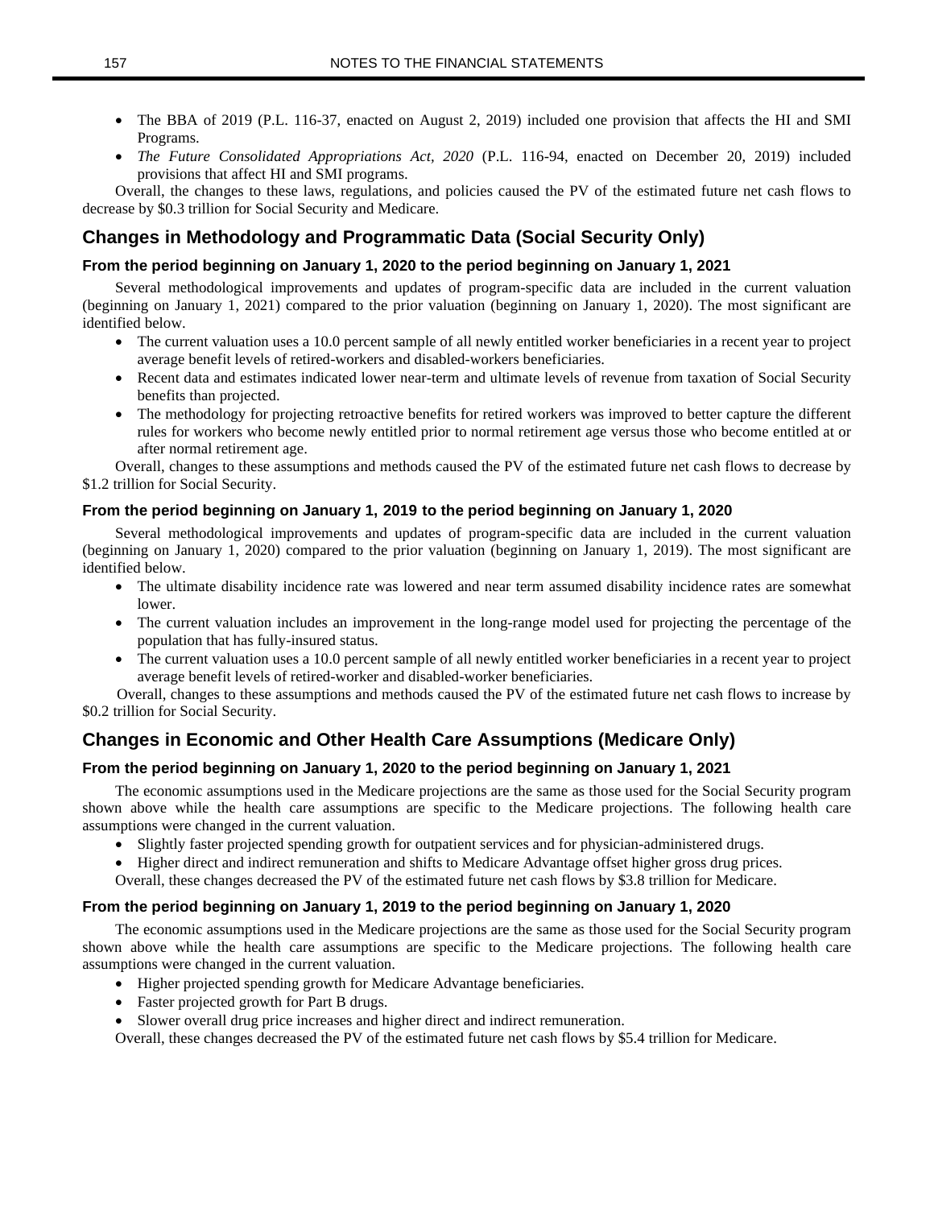- The BBA of 2019 (P.L. 116-37, enacted on August 2, 2019) included one provision that affects the HI and SMI Programs.
- *The Future Consolidated Appropriations Act, 2020* (P.L. 116-94, enacted on December 20, 2019) included provisions that affect HI and SMI programs.

Overall, the changes to these laws, regulations, and policies caused the PV of the estimated future net cash flows to decrease by $0.3 trillion for Social Security and Medicare.

## Changes in Methodology and Programmatic Data (Social Security Only)

### From the period beginning on January 1, 2020 to the period beginning on January 1, 2021

Several methodological improvements and updates of program-specific data are included in the current valuation (beginning on January 1, 2021) compared to the prior valuation (beginning on January 1, 2020). The most significant are identified below.

- The current valuation uses a 10.0 percent sample of all newly entitled worker beneficiaries in a recent year to project average benefit levels of retired-workers and disabled-workers beneficiaries.
- Recent data and estimates indicated lower near-term and ultimate levels of revenue from taxation of Social Security benefits than projected.
- The methodology for projecting retroactive benefits for retired workers was improved to better capture the different rules for workers who become newly entitled prior to normal retirement age versus those who become entitled at or after normal retirement age.

Overall, changes to these assumptions and methods caused the PV of the estimated future net cash flows to decrease by $1.2 trillion for Social Security.

### From the period beginning on January 1, 2019 to the period beginning on January 1, 2020

Several methodological improvements and updates of program-specific data are included in the current valuation (beginning on January 1, 2020) compared to the prior valuation (beginning on January 1, 2019). The most significant are identified below.

- The ultimate disability incidence rate was lowered and near term assumed disability incidence rates are somewhat lower.
- The current valuation includes an improvement in the long-range model used for projecting the percentage of the population that has fully-insured status.
- The current valuation uses a 10.0 percent sample of all newly entitled worker beneficiaries in a recent year to project average benefit levels of retired-worker and disabled-worker beneficiaries.

Overall, changes to these assumptions and methods caused the PV of the estimated future net cash flows to increase by $0.2 trillion for Social Security.

## Changes in Economic and Other Health Care Assumptions (Medicare Only)

### From the period beginning on January 1, 2020 to the period beginning on January 1, 2021

The economic assumptions used in the Medicare projections are the same as those used for the Social Security program shown above while the health care assumptions are specific to the Medicare projections. The following health care assumptions were changed in the current valuation.

- Slightly faster projected spending growth for outpatient services and for physician-administered drugs.
- Higher direct and indirect remuneration and shifts to Medicare Advantage offset higher gross drug prices.

Overall, these changes decreased the PV of the estimated future net cash flows by $3.8 trillion for Medicare.

### From the period beginning on January 1, 2019 to the period beginning on January 1, 2020

The economic assumptions used in the Medicare projections are the same as those used for the Social Security program shown above while the health care assumptions are specific to the Medicare projections. The following health care assumptions were changed in the current valuation.

- Higher projected spending growth for Medicare Advantage beneficiaries.
- Faster projected growth for Part B drugs.
- Slower overall drug price increases and higher direct and indirect remuneration.

Overall, these changes decreased the PV of the estimated future net cash flows by $5.4 trillion for Medicare.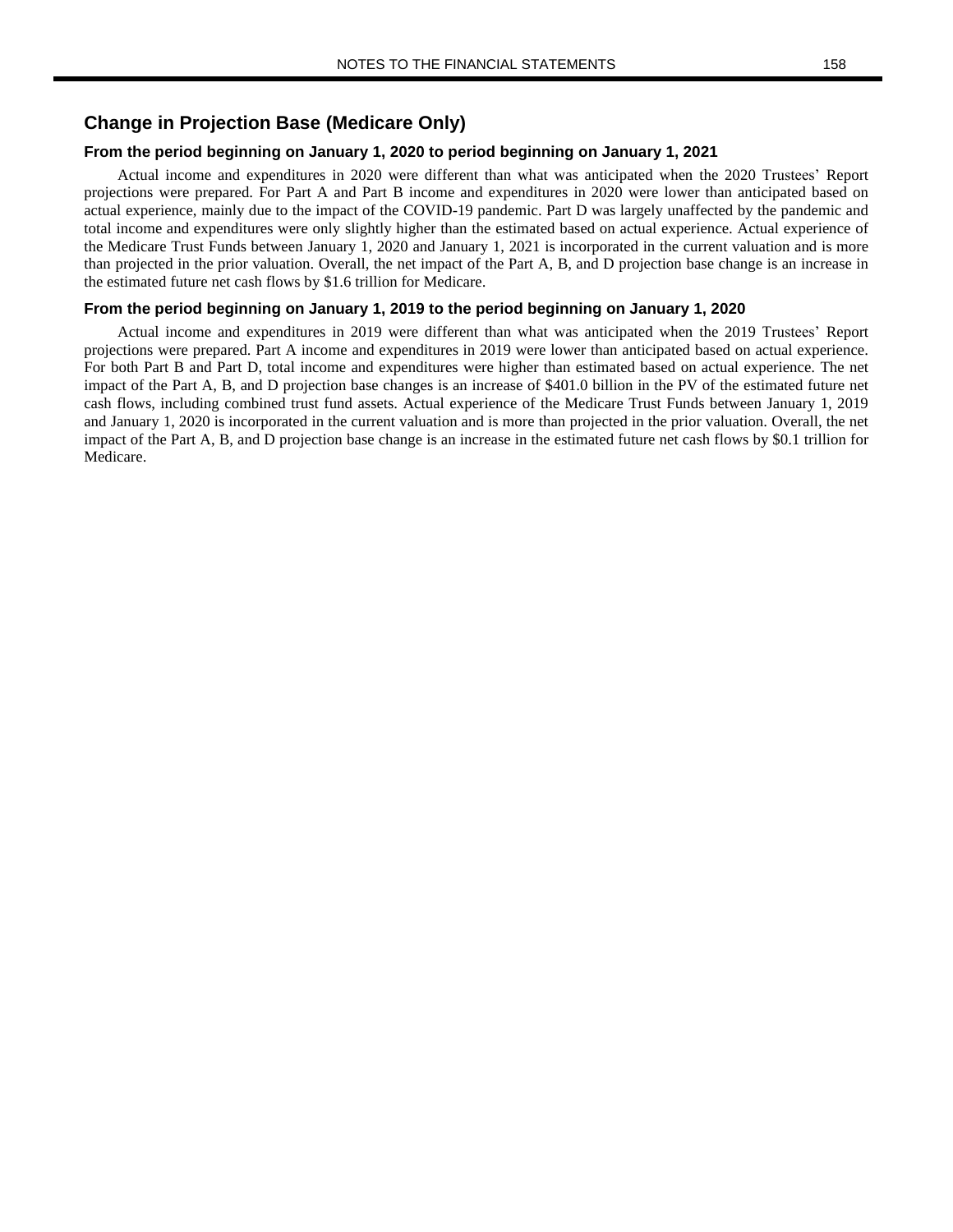## Change in Projection Base (Medicare Only)

### From the period beginning on January 1, 2020 to period beginning on January 1, 2021

Actual income and expenditures in 2020 were different than what was anticipated when the 2020 Trustees' Report projections were prepared. For Part A and Part B income and expenditures in 2020 were lower than anticipated based on actual experience, mainly due to the impact of the COVID-19 pandemic. Part D was largely unaffected by the pandemic and total income and expenditures were only slightly higher than the estimated based on actual experience. Actual experience of the Medicare Trust Funds between January 1, 2020 and January 1, 2021 is incorporated in the current valuation and is more than projected in the prior valuation. Overall, the net impact of the Part A, B, and D projection base change is an increase in the estimated future net cash flows by $1.6 trillion for Medicare.

### From the period beginning on January 1, 2019 to the period beginning on January 1, 2020

Actual income and expenditures in 2019 were different than what was anticipated when the 2019 Trustees' Report projections were prepared. Part A income and expenditures in 2019 were lower than anticipated based on actual experience. For both Part B and Part D, total income and expenditures were higher than estimated based on actual experience. The net impact of the Part A, B, and D projection base changes is an increase of $401.0 billion in the PV of the estimated future net cash flows, including combined trust fund assets. Actual experience of the Medicare Trust Funds between January 1, 2019 and January 1, 2020 is incorporated in the current valuation and is more than projected in the prior valuation. Overall, the net impact of the Part A, B, and D projection base change is an increase in the estimated future net cash flows by $0.1 trillion for Medicare.